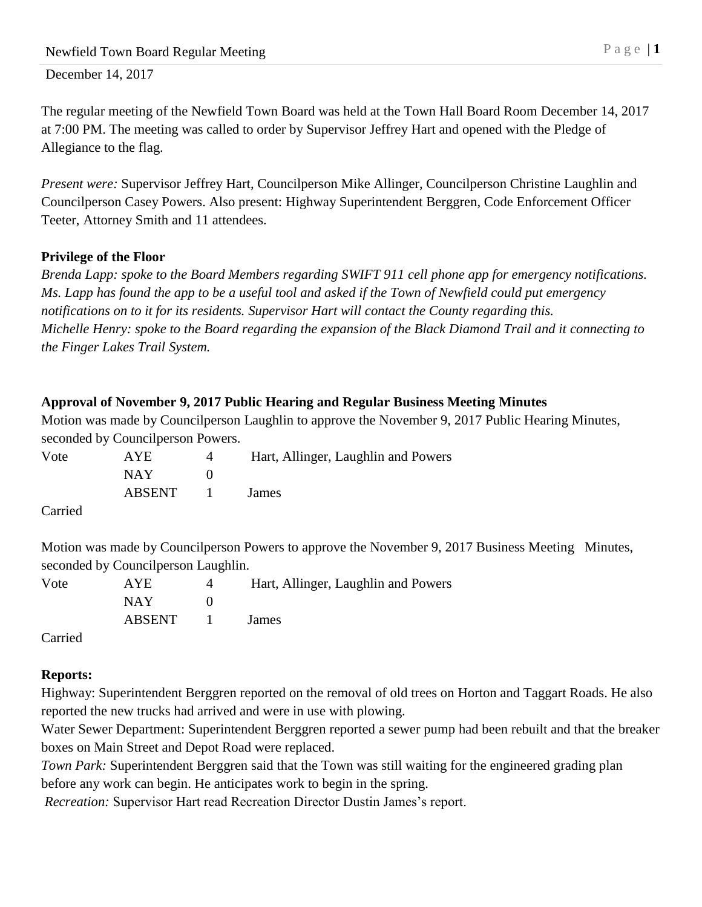December 14, 2017

The regular meeting of the Newfield Town Board was held at the Town Hall Board Room December 14, 2017 at 7:00 PM. The meeting was called to order by Supervisor Jeffrey Hart and opened with the Pledge of Allegiance to the flag.

*Present were:* Supervisor Jeffrey Hart, Councilperson Mike Allinger, Councilperson Christine Laughlin and Councilperson Casey Powers. Also present: Highway Superintendent Berggren, Code Enforcement Officer Teeter, Attorney Smith and 11 attendees.

**Privilege of the Floor**

*Brenda Lapp: spoke to the Board Members regarding SWIFT 911 cell phone app for emergency notifications. Ms. Lapp has found the app to be a useful tool and asked if the Town of Newfield could put emergency notifications on to it for its residents. Supervisor Hart will contact the County regarding this.*
*Michelle Henry: spoke to the Board regarding the expansion of the Black Diamond Trail and it connecting to the Finger Lakes Trail System.*

**Approval of November 9, 2017 Public Hearing and Regular Business Meeting Minutes**

Motion was made by Councilperson Laughlin to approve the November 9, 2017 Public Hearing Minutes, seconded by Councilperson Powers.

| | | | |
|---|---|---|---|
| Vote | AYE | 4 | Hart, Allinger, Laughlin and Powers |
| | NAY | 0 | |
| | ABSENT | 1 | James |

Carried

Motion was made by Councilperson Powers to approve the November 9, 2017 Business Meeting Minutes, seconded by Councilperson Laughlin.

| | | | |
|---|---|---|---|
| Vote | AYE | 4 | Hart, Allinger, Laughlin and Powers |
| | NAY | 0 | |
| | ABSENT | 1 | James |

Carried

**Reports:**

Highway: Superintendent Berggren reported on the removal of old trees on Horton and Taggart Roads. He also reported the new trucks had arrived and were in use with plowing.

Water Sewer Department: Superintendent Berggren reported a sewer pump had been rebuilt and that the breaker boxes on Main Street and Depot Road were replaced.

*Town Park:* Superintendent Berggren said that the Town was still waiting for the engineered grading plan before any work can begin. He anticipates work to begin in the spring.

*Recreation:* Supervisor Hart read Recreation Director Dustin James's report.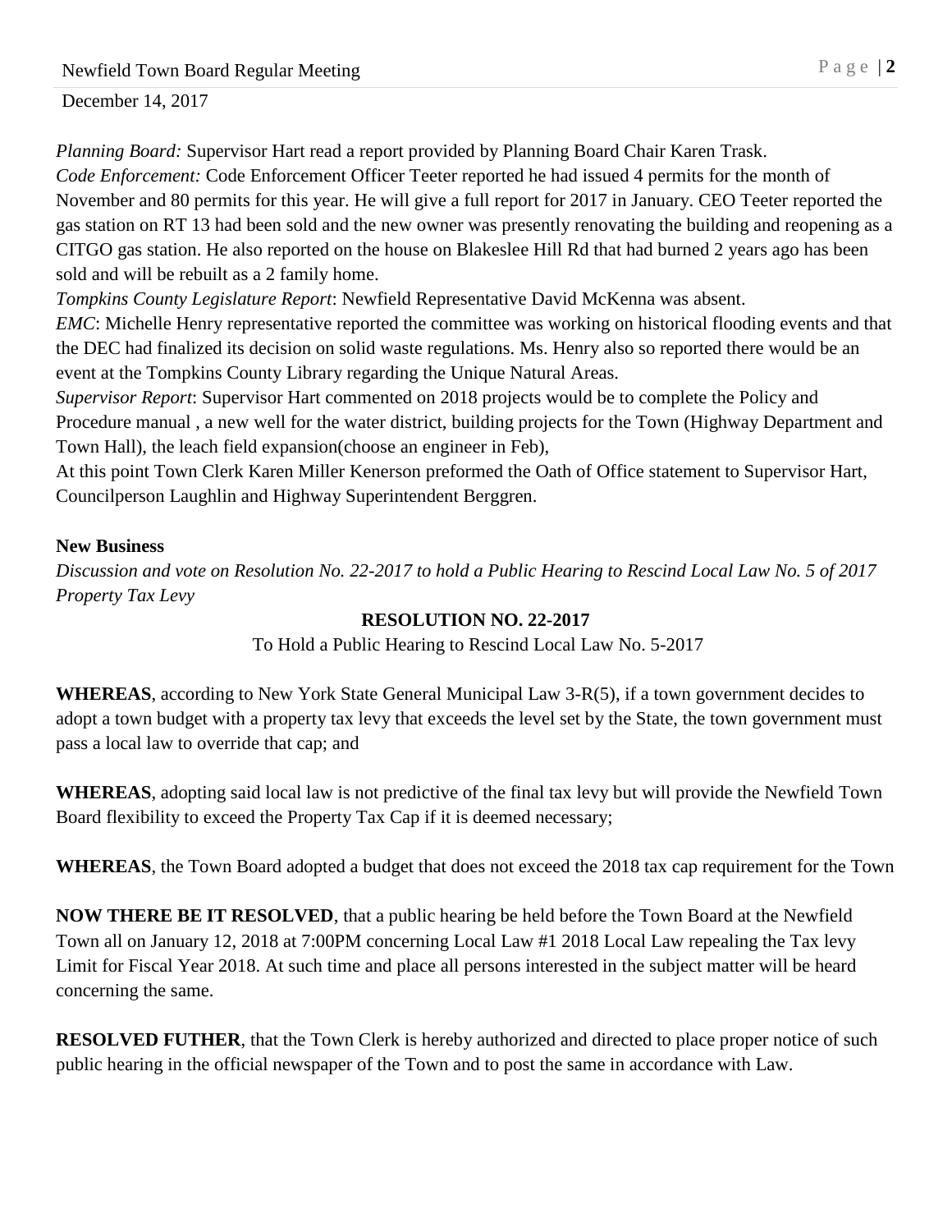*Planning Board:* Supervisor Hart read a report provided by Planning Board Chair Karen Trask.
*Code Enforcement:* Code Enforcement Officer Teeter reported he had issued 4 permits for the month of November and 80 permits for this year. He will give a full report for 2017 in January. CEO Teeter reported the gas station on RT 13 had been sold and the new owner was presently renovating the building and reopening as a CITGO gas station. He also reported on the house on Blakeslee Hill Rd that had burned 2 years ago has been sold and will be rebuilt as a 2 family home.
*Tompkins County Legislature Report*: Newfield Representative David McKenna was absent.
*EMC*: Michelle Henry representative reported the committee was working on historical flooding events and that the DEC had finalized its decision on solid waste regulations. Ms. Henry also so reported there would be an event at the Tompkins County Library regarding the Unique Natural Areas.
*Supervisor Report*: Supervisor Hart commented on 2018 projects would be to complete the Policy and Procedure manual , a new well for the water district, building projects for the Town (Highway Department and Town Hall), the leach field expansion(choose an engineer in Feb),
At this point Town Clerk Karen Miller Kenerson preformed the Oath of Office statement to Supervisor Hart, Councilperson Laughlin and Highway Superintendent Berggren.

**New Business**

*Discussion and vote on Resolution No. 22-2017 to hold a Public Hearing to Rescind Local Law No. 5 of 2017 Property Tax Levy*

**RESOLUTION NO. 22-2017**

To Hold a Public Hearing to Rescind Local Law No. 5-2017

**WHEREAS**, according to New York State General Municipal Law 3-R(5), if a town government decides to adopt a town budget with a property tax levy that exceeds the level set by the State, the town government must pass a local law to override that cap; and

**WHEREAS**, adopting said local law is not predictive of the final tax levy but will provide the Newfield Town Board flexibility to exceed the Property Tax Cap if it is deemed necessary;

**WHEREAS**, the Town Board adopted a budget that does not exceed the 2018 tax cap requirement for the Town

**NOW THERE BE IT RESOLVED**, that a public hearing be held before the Town Board at the Newfield Town all on January 12, 2018 at 7:00PM concerning Local Law #1 2018 Local Law repealing the Tax levy Limit for Fiscal Year 2018. At such time and place all persons interested in the subject matter will be heard concerning the same.

**RESOLVED FUTHER**, that the Town Clerk is hereby authorized and directed to place proper notice of such public hearing in the official newspaper of the Town and to post the same in accordance with Law.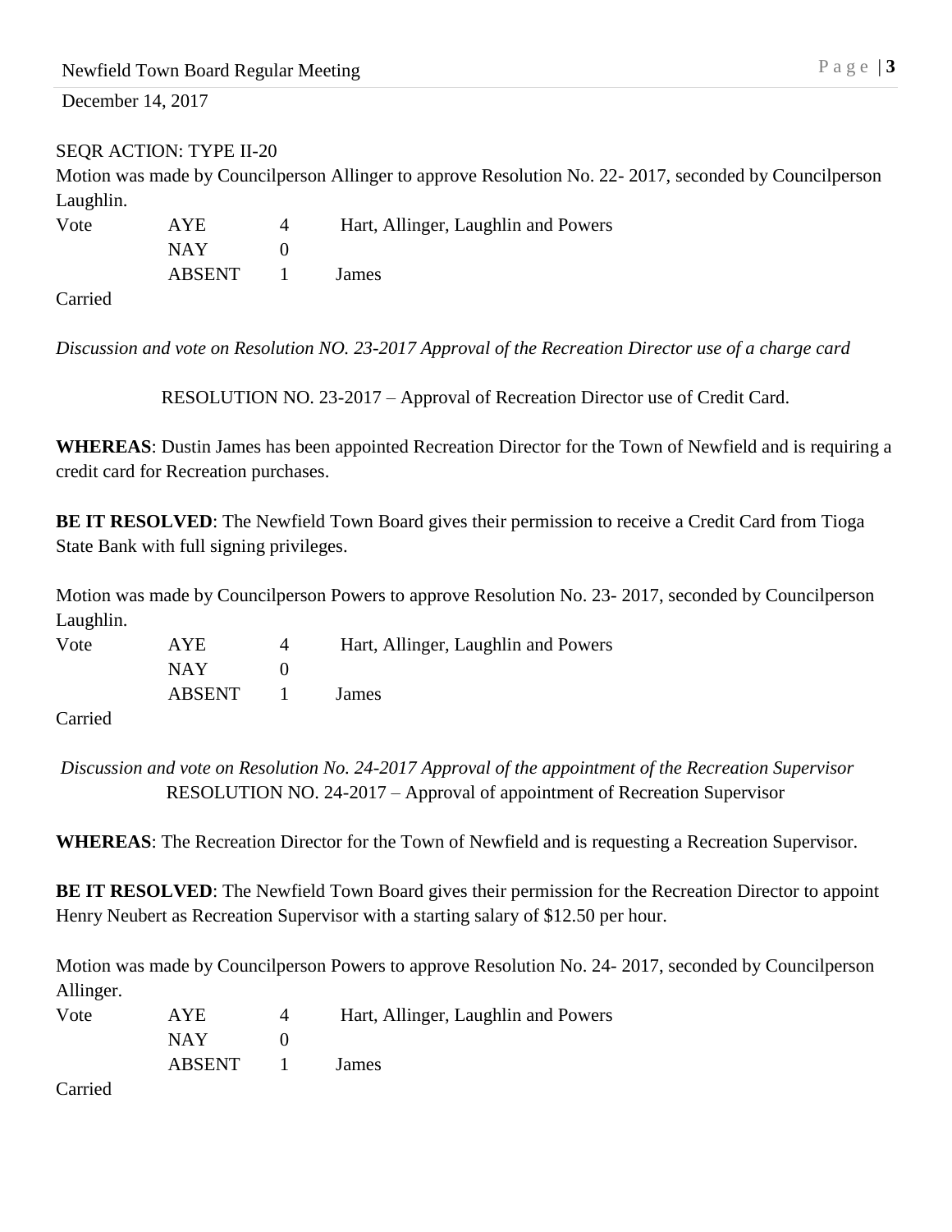SEQR ACTION: TYPE II-20

Motion was made by Councilperson Allinger to approve Resolution No. 22- 2017, seconded by Councilperson Laughlin.

| | | | |
|---|---|---|---|
| Vote | AYE | 4 | Hart, Allinger, Laughlin and Powers |
| | NAY | 0 | |
| | ABSENT | 1 | James |

Carried

*Discussion and vote on Resolution NO. 23-2017 Approval of the Recreation Director use of a charge card*

RESOLUTION NO. 23-2017 – Approval of Recreation Director use of Credit Card.

**WHEREAS**: Dustin James has been appointed Recreation Director for the Town of Newfield and is requiring a credit card for Recreation purchases.

**BE IT RESOLVED**: The Newfield Town Board gives their permission to receive a Credit Card from Tioga State Bank with full signing privileges.

Motion was made by Councilperson Powers to approve Resolution No. 23- 2017, seconded by Councilperson Laughlin.

| | | | |
|---|---|---|---|
| Vote | AYE | 4 | Hart, Allinger, Laughlin and Powers |
| | NAY | 0 | |
| | ABSENT | 1 | James |

Carried

*Discussion and vote on Resolution No. 24-2017 Approval of the appointment of the Recreation Supervisor*

RESOLUTION NO. 24-2017 – Approval of appointment of Recreation Supervisor

**WHEREAS**: The Recreation Director for the Town of Newfield and is requesting a Recreation Supervisor.

**BE IT RESOLVED**: The Newfield Town Board gives their permission for the Recreation Director to appoint Henry Neubert as Recreation Supervisor with a starting salary of $12.50 per hour.

Motion was made by Councilperson Powers to approve Resolution No. 24- 2017, seconded by Councilperson Allinger.

| | | | |
|---|---|---|---|
| Vote | AYE | 4 | Hart, Allinger, Laughlin and Powers |
| | NAY | 0 | |
| | ABSENT | 1 | James |

Carried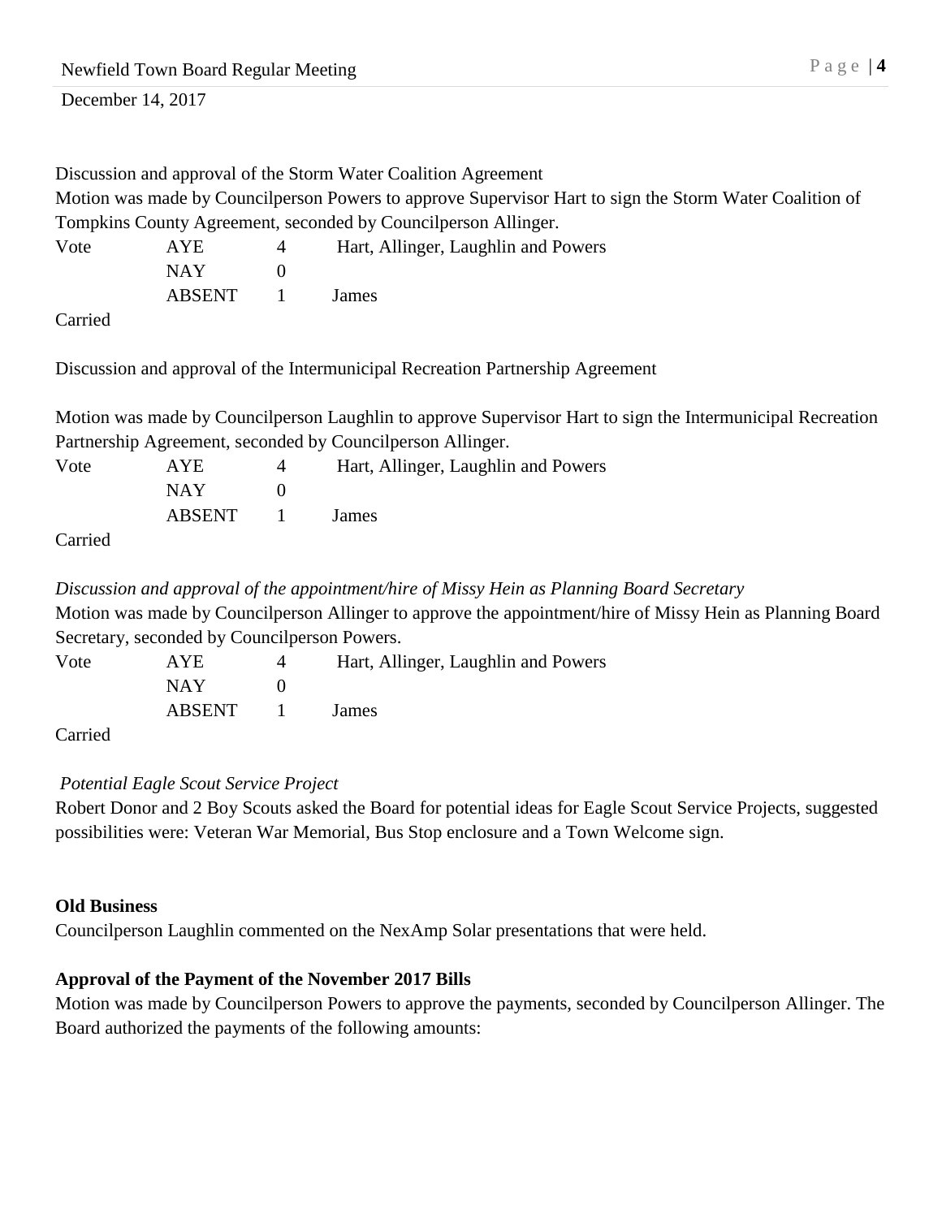Discussion and approval of the Storm Water Coalition Agreement

Motion was made by Councilperson Powers to approve Supervisor Hart to sign the Storm Water Coalition of Tompkins County Agreement, seconded by Councilperson Allinger.

| | | | |
|---|---|---|---|
| Vote | AYE | 4 | Hart, Allinger, Laughlin and Powers |
| | NAY | 0 | |
| | ABSENT | 1 | James |

Carried

Discussion and approval of the Intermunicipal Recreation Partnership Agreement

Motion was made by Councilperson Laughlin to approve Supervisor Hart to sign the Intermunicipal Recreation Partnership Agreement, seconded by Councilperson Allinger.

| | | | |
|---|---|---|---|
| Vote | AYE | 4 | Hart, Allinger, Laughlin and Powers |
| | NAY | 0 | |
| | ABSENT | 1 | James |

Carried

*Discussion and approval of the appointment/hire of Missy Hein as Planning Board Secretary*

Motion was made by Councilperson Allinger to approve the appointment/hire of Missy Hein as Planning Board Secretary, seconded by Councilperson Powers.

| | | | |
|---|---|---|---|
| Vote | AYE | 4 | Hart, Allinger, Laughlin and Powers |
| | NAY | 0 | |
| | ABSENT | 1 | James |

Carried

*Potential Eagle Scout Service Project*

Robert Donor and 2 Boy Scouts asked the Board for potential ideas for Eagle Scout Service Projects, suggested possibilities were: Veteran War Memorial, Bus Stop enclosure and a Town Welcome sign.

**Old Business**

Councilperson Laughlin commented on the NexAmp Solar presentations that were held.

**Approval of the Payment of the November 2017 Bills**

Motion was made by Councilperson Powers to approve the payments, seconded by Councilperson Allinger. The Board authorized the payments of the following amounts: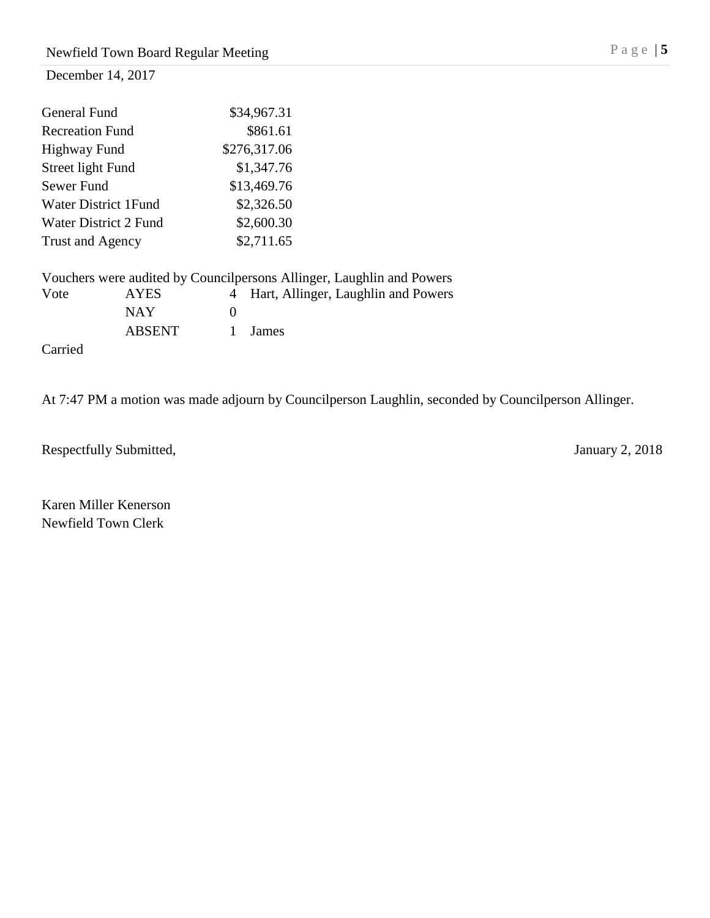| | |
|---|---|
| General Fund | $34,967.31 |
| Recreation Fund | $861.61 |
| Highway Fund | $276,317.06 |
| Street light Fund | $1,347.76 |
| Sewer Fund | $13,469.76 |
| Water District 1Fund | $2,326.50 |
| Water District 2 Fund | $2,600.30 |
| Trust and Agency | $2,711.65 |

Vouchers were audited by Councilpersons Allinger, Laughlin and Powers

| | | | |
|---|---|---|---|
| Vote | AYES | 4 | Hart, Allinger, Laughlin and Powers |
| | NAY | 0 | |
| | ABSENT | 1 | James |

Carried

At 7:47 PM a motion was made adjourn by Councilperson Laughlin, seconded by Councilperson Allinger.

Respectfully Submitted, January 2, 2018

Karen Miller Kenerson
Newfield Town Clerk